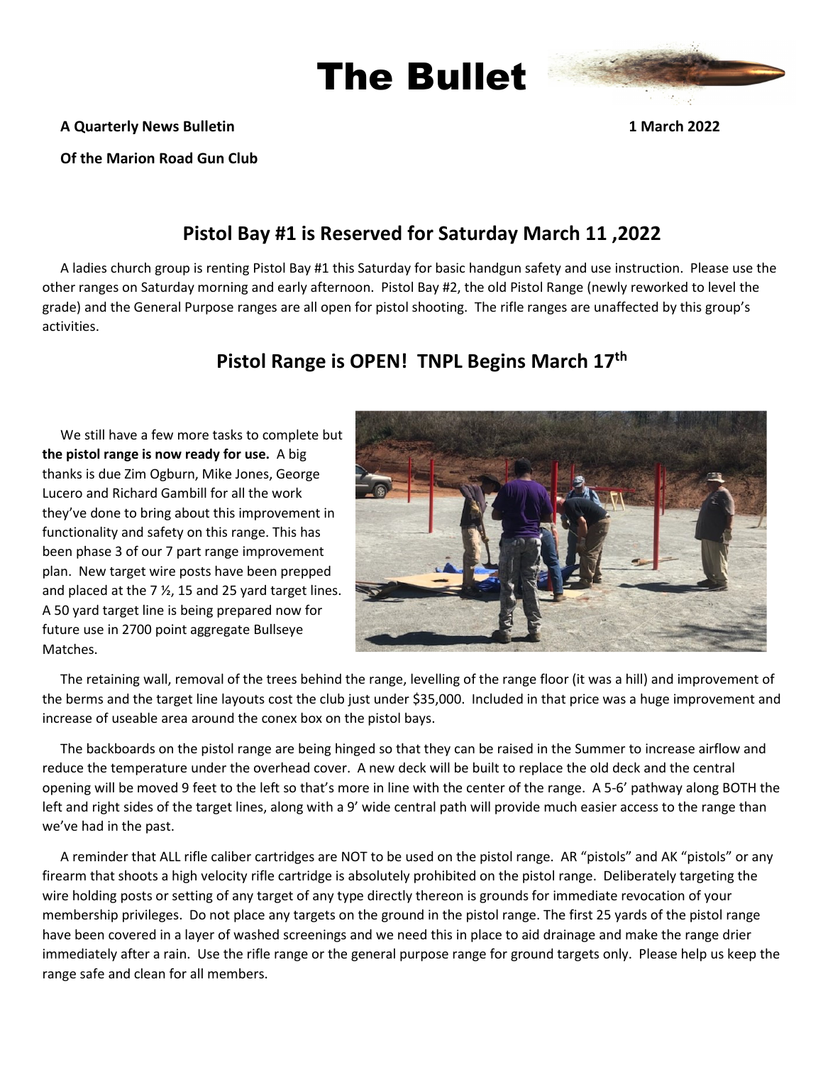# The Bullet

**A Quarterly News Bulletin** **1 March 2022**

**Of the Marion Road Gun Club**

## Pistol Bay #1 is Reserved for Saturday March 11 ,2022

A ladies church group is renting Pistol Bay #1 this Saturday for basic handgun safety and use instruction. Please use the other ranges on Saturday morning and early afternoon. Pistol Bay #2, the old Pistol Range (newly reworked to level the grade) and the General Purpose ranges are all open for pistol shooting. The rifle ranges are unaffected by this group's activities.

## Pistol Range is OPEN! TNPL Begins March 17th

We still have a few more tasks to complete but **the pistol range is now ready for use.** A big thanks is due Zim Ogburn, Mike Jones, George Lucero and Richard Gambill for all the work they've done to bring about this improvement in functionality and safety on this range. This has been phase 3 of our 7 part range improvement plan. New target wire posts have been prepped and placed at the 7 ½, 15 and 25 yard target lines. A 50 yard target line is being prepared now for future use in 2700 point aggregate Bullseye Matches.

The retaining wall, removal of the trees behind the range, levelling of the range floor (it was a hill) and improvement of the berms and the target line layouts cost the club just under $35,000. Included in that price was a huge improvement and increase of useable area around the conex box on the pistol bays.

The backboards on the pistol range are being hinged so that they can be raised in the Summer to increase airflow and reduce the temperature under the overhead cover. A new deck will be built to replace the old deck and the central opening will be moved 9 feet to the left so that's more in line with the center of the range. A 5-6' pathway along BOTH the left and right sides of the target lines, along with a 9' wide central path will provide much easier access to the range than we've had in the past.

A reminder that ALL rifle caliber cartridges are NOT to be used on the pistol range. AR "pistols" and AK "pistols" or any firearm that shoots a high velocity rifle cartridge is absolutely prohibited on the pistol range. Deliberately targeting the wire holding posts or setting of any target of any type directly thereon is grounds for immediate revocation of your membership privileges. Do not place any targets on the ground in the pistol range. The first 25 yards of the pistol range have been covered in a layer of washed screenings and we need this in place to aid drainage and make the range drier immediately after a rain. Use the rifle range or the general purpose range for ground targets only. Please help us keep the range safe and clean for all members.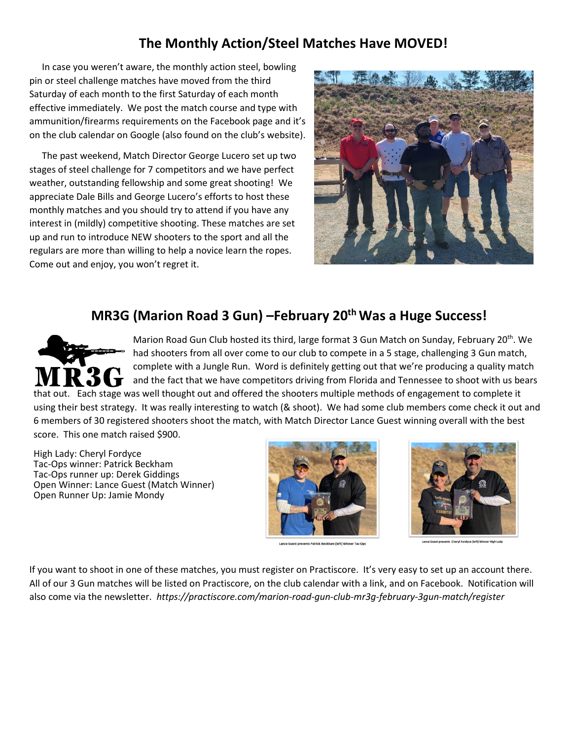## The Monthly Action/Steel Matches Have MOVED!

In case you weren't aware, the monthly action steel, bowling pin or steel challenge matches have moved from the third Saturday of each month to the first Saturday of each month effective immediately. We post the match course and type with ammunition/firearms requirements on the Facebook page and it's on the club calendar on Google (also found on the club's website).

The past weekend, Match Director George Lucero set up two stages of steel challenge for 7 competitors and we have perfect weather, outstanding fellowship and some great shooting! We appreciate Dale Bills and George Lucero's efforts to host these monthly matches and you should try to attend if you have any interest in (mildly) competitive shooting. These matches are set up and run to introduce NEW shooters to the sport and all the regulars are more than willing to help a novice learn the ropes. Come out and enjoy, you won't regret it.

## MR3G (Marion Road 3 Gun) –February 20th Was a Huge Success!

Marion Road Gun Club hosted its third, large format 3 Gun Match on Sunday, February 20th. We had shooters from all over come to our club to compete in a 5 stage, challenging 3 Gun match, complete with a Jungle Run. Word is definitely getting out that we're producing a quality match and the fact that we have competitors driving from Florida and Tennessee to shoot with us bears that out. Each stage was well thought out and offered the shooters multiple methods of engagement to complete it using their best strategy. It was really interesting to watch (& shoot). We had some club members come check it out and 6 members of 30 registered shooters shoot the match, with Match Director Lance Guest winning overall with the best score. This one match raised $900.

High Lady: Cheryl Fordyce
Tac-Ops winner: Patrick Beckham
Tac-Ops runner up: Derek Giddings
Open Winner: Lance Guest (Match Winner)
Open Runner Up: Jamie Mondy

Lance Guest presents Patrick Beckham (left) Winner Tac-Ops

Lance Guest presents Cheryl Fordyce (left) Winner High Lady

If you want to shoot in one of these matches, you must register on Practiscore. It's very easy to set up an account there. All of our 3 Gun matches will be listed on Practiscore, on the club calendar with a link, and on Facebook. Notification will also come via the newsletter. *https://practiscore.com/marion-road-gun-club-mr3g-february-3gun-match/register*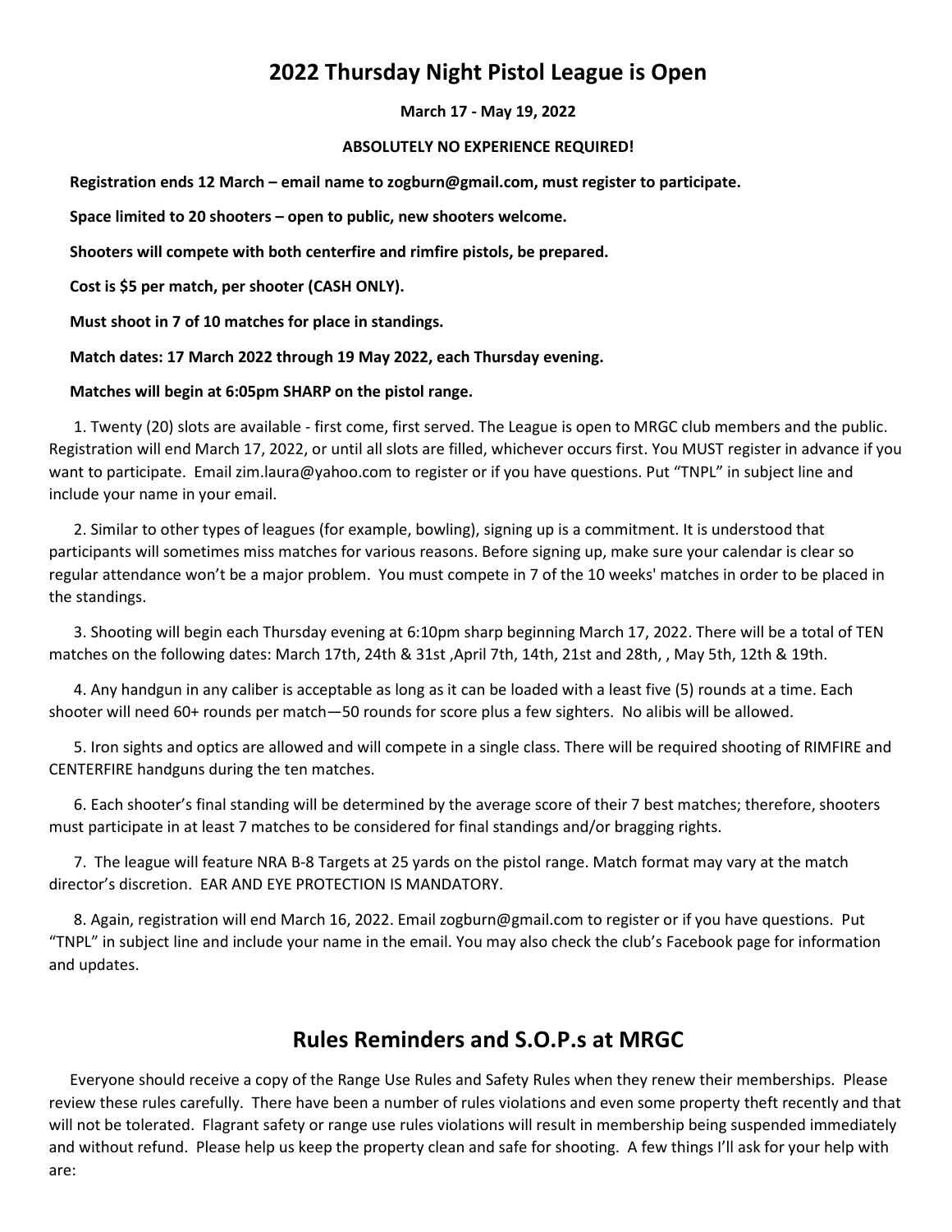## 2022 Thursday Night Pistol League is Open

**March 17 - May 19, 2022**

**ABSOLUTELY NO EXPERIENCE REQUIRED!**

**Registration ends 12 March – email name to zogburn@gmail.com, must register to participate.**

**Space limited to 20 shooters – open to public, new shooters welcome.**

**Shooters will compete with both centerfire and rimfire pistols, be prepared.**

**Cost is $5 per match, per shooter (CASH ONLY).**

**Must shoot in 7 of 10 matches for place in standings.**

**Match dates: 17 March 2022 through 19 May 2022, each Thursday evening.**

**Matches will begin at 6:05pm SHARP on the pistol range.**

1. Twenty (20) slots are available - first come, first served. The League is open to MRGC club members and the public. Registration will end March 17, 2022, or until all slots are filled, whichever occurs first. You MUST register in advance if you want to participate. Email zim.laura@yahoo.com to register or if you have questions. Put "TNPL" in subject line and include your name in your email.

2. Similar to other types of leagues (for example, bowling), signing up is a commitment. It is understood that participants will sometimes miss matches for various reasons. Before signing up, make sure your calendar is clear so regular attendance won't be a major problem. You must compete in 7 of the 10 weeks' matches in order to be placed in the standings.

3. Shooting will begin each Thursday evening at 6:10pm sharp beginning March 17, 2022. There will be a total of TEN matches on the following dates: March 17th, 24th & 31st ,April 7th, 14th, 21st and 28th, , May 5th, 12th & 19th.

4. Any handgun in any caliber is acceptable as long as it can be loaded with a least five (5) rounds at a time. Each shooter will need 60+ rounds per match—50 rounds for score plus a few sighters. No alibis will be allowed.

5. Iron sights and optics are allowed and will compete in a single class. There will be required shooting of RIMFIRE and CENTERFIRE handguns during the ten matches.

6. Each shooter's final standing will be determined by the average score of their 7 best matches; therefore, shooters must participate in at least 7 matches to be considered for final standings and/or bragging rights.

7. The league will feature NRA B-8 Targets at 25 yards on the pistol range. Match format may vary at the match director's discretion. EAR AND EYE PROTECTION IS MANDATORY.

8. Again, registration will end March 16, 2022. Email zogburn@gmail.com to register or if you have questions. Put "TNPL" in subject line and include your name in the email. You may also check the club's Facebook page for information and updates.

## Rules Reminders and S.O.P.s at MRGC

Everyone should receive a copy of the Range Use Rules and Safety Rules when they renew their memberships. Please review these rules carefully. There have been a number of rules violations and even some property theft recently and that will not be tolerated. Flagrant safety or range use rules violations will result in membership being suspended immediately and without refund. Please help us keep the property clean and safe for shooting. A few things I'll ask for your help with are: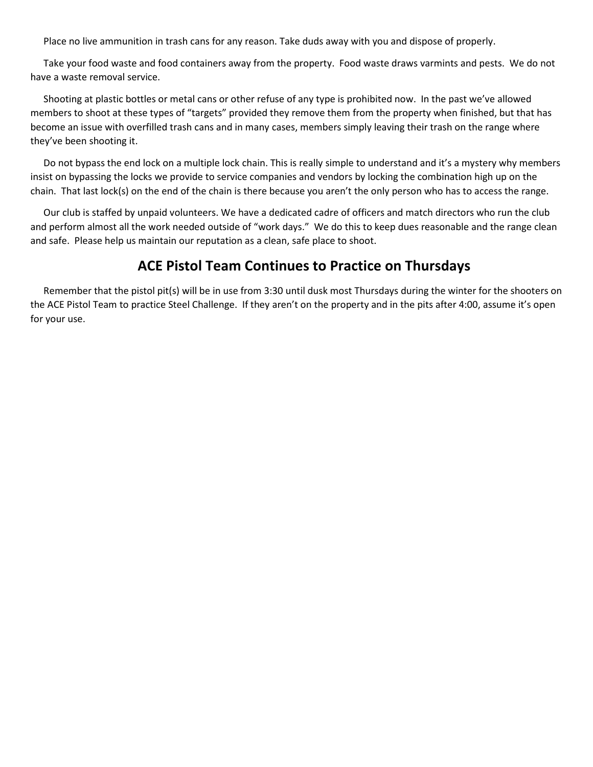Place no live ammunition in trash cans for any reason. Take duds away with you and dispose of properly.

Take your food waste and food containers away from the property. Food waste draws varmints and pests. We do not have a waste removal service.

Shooting at plastic bottles or metal cans or other refuse of any type is prohibited now. In the past we've allowed members to shoot at these types of "targets" provided they remove them from the property when finished, but that has become an issue with overfilled trash cans and in many cases, members simply leaving their trash on the range where they've been shooting it.

Do not bypass the end lock on a multiple lock chain. This is really simple to understand and it's a mystery why members insist on bypassing the locks we provide to service companies and vendors by locking the combination high up on the chain. That last lock(s) on the end of the chain is there because you aren't the only person who has to access the range.

Our club is staffed by unpaid volunteers. We have a dedicated cadre of officers and match directors who run the club and perform almost all the work needed outside of "work days." We do this to keep dues reasonable and the range clean and safe. Please help us maintain our reputation as a clean, safe place to shoot.

## ACE Pistol Team Continues to Practice on Thursdays

Remember that the pistol pit(s) will be in use from 3:30 until dusk most Thursdays during the winter for the shooters on the ACE Pistol Team to practice Steel Challenge. If they aren't on the property and in the pits after 4:00, assume it's open for your use.